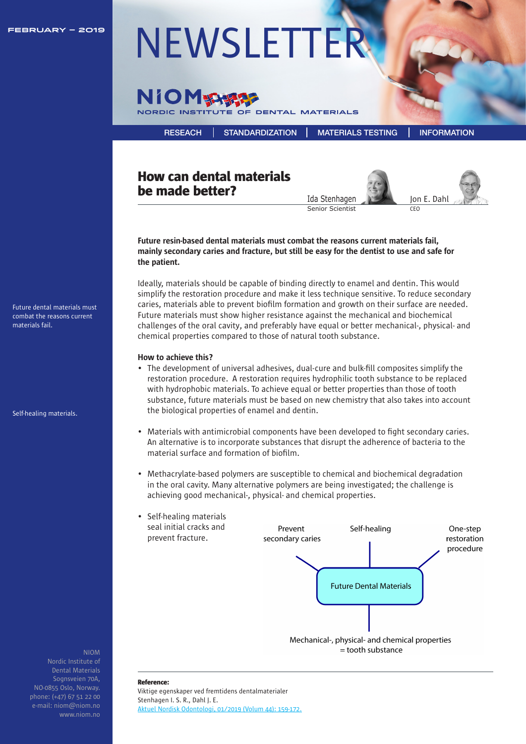FEBRUARY – 2019

# NEWSLETTER

NIOM
NORDIC INSTITUTE OF DENTAL MATERIALS

RESEACH | STANDARDIZATION | MATERIALS TESTING | INFORMATION

## How can dental materials be made better?

Ida Stenhagen
Senior Scientist

Jon E. Dahl
CEO

**Future resin-based dental materials must combat the reasons current materials fail, mainly secondary caries and fracture, but still be easy for the dentist to use and safe for the patient.**

Future dental materials must combat the reasons current materials fail.

Ideally, materials should be capable of binding directly to enamel and dentin. This would simplify the restoration procedure and make it less technique sensitive. To reduce secondary caries, materials able to prevent biofilm formation and growth on their surface are needed. Future materials must show higher resistance against the mechanical and biochemical challenges of the oral cavity, and preferably have equal or better mechanical-, physical- and chemical properties compared to those of natural tooth substance.

**How to achieve this?**

- The development of universal adhesives, dual-cure and bulk-fill composites simplify the restoration procedure. A restoration requires hydrophilic tooth substance to be replaced with hydrophobic materials. To achieve equal or better properties than those of tooth substance, future materials must be based on new chemistry that also takes into account the biological properties of enamel and dentin.
- Materials with antimicrobial components have been developed to fight secondary caries. An alternative is to incorporate substances that disrupt the adherence of bacteria to the material surface and formation of biofilm.
- Methacrylate-based polymers are susceptible to chemical and biochemical degradation in the oral cavity. Many alternative polymers are being investigated; the challenge is achieving good mechanical-, physical- and chemical properties.
- Self-healing materials seal initial cracks and prevent fracture.

Self-healing materials.

Prevent secondary caries | Self-healing | One-step restoration procedure

Future Dental Materials

Mechanical-, physical- and chemical properties = tooth substance

**Reference:**
Viktige egenskaper ved fremtidens dentalmaterialer
Stenhagen I. S. R., Dahl J. E.
Aktuel Nordisk Odontologi, 01/2019 (Volum 44): 159-172.

NIOM
Nordic Institute of Dental Materials
Sognsveien 70A,
NO-0855 Oslo, Norway.
phone: (+47) 67 51 22 00
e-mail: niom@niom.no
www.niom.no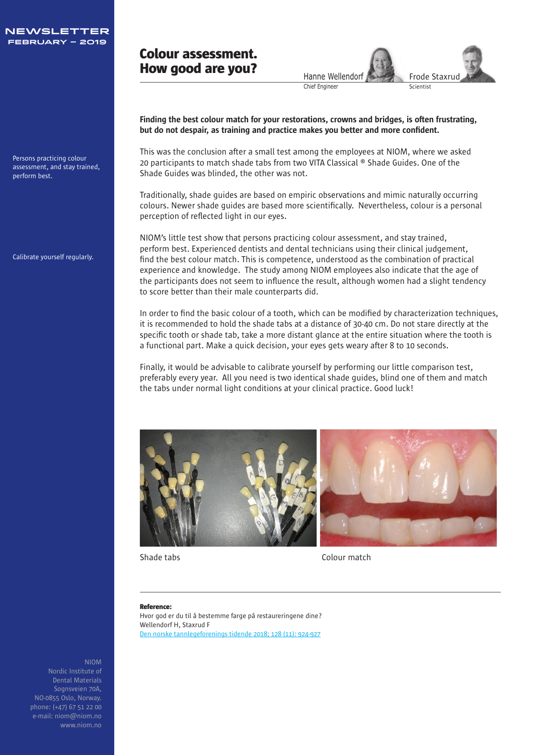NEWSLETTER
FEBRUARY – 2019

# Colour assessment. How good are you?

Hanne Wellendorf
Chief Engineer

Frode Staxrud
Scientist

**Finding the best colour match for your restorations, crowns and bridges, is often frustrating, but do not despair, as training and practice makes you better and more confident.**

This was the conclusion after a small test among the employees at NIOM, where we asked 20 participants to match shade tabs from two VITA Classical ® Shade Guides. One of the Shade Guides was blinded, the other was not.

Traditionally, shade guides are based on empiric observations and mimic naturally occurring colours. Newer shade guides are based more scientifically. Nevertheless, colour is a personal perception of reflected light in our eyes.

NIOM's little test show that persons practicing colour assessment, and stay trained, perform best. Experienced dentists and dental technicians using their clinical judgement, find the best colour match. This is competence, understood as the combination of practical experience and knowledge. The study among NIOM employees also indicate that the age of the participants does not seem to influence the result, although women had a slight tendency to score better than their male counterparts did.

In order to find the basic colour of a tooth, which can be modified by characterization techniques, it is recommended to hold the shade tabs at a distance of 30-40 cm. Do not stare directly at the specific tooth or shade tab, take a more distant glance at the entire situation where the tooth is a functional part. Make a quick decision, your eyes gets weary after 8 to 10 seconds.

Finally, it would be advisable to calibrate yourself by performing our little comparison test, preferably every year. All you need is two identical shade guides, blind one of them and match the tabs under normal light conditions at your clinical practice. Good luck!

Persons practicing colour assessment, and stay trained, perform best.

Calibrate yourself regularly.

Shade tabs

Colour match

**Reference:**
Hvor god er du til å bestemme farge på restaureringene dine?
Wellendorf H, Staxrud F
Den norske tannlegeforenings tidende 2018; 128 (11): 924-927

NIOM
Nordic Institute of Dental Materials
Sognsveien 70A,
NO-0855 Oslo, Norway.
phone: (+47) 67 51 22 00
e-mail: niom@niom.no
www.niom.no